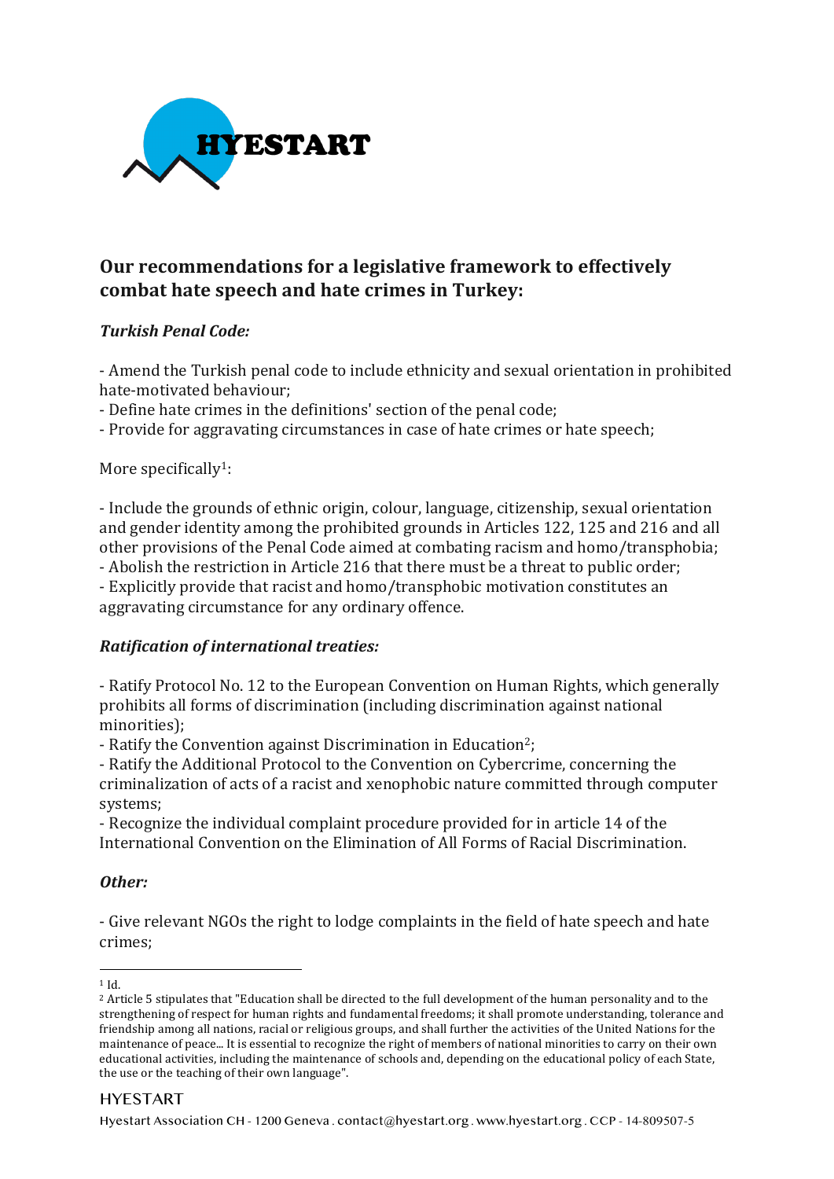HYESTART

## Our recommendations for a legislative framework to effectively combat hate speech and hate crimes in Turkey:

### *Turkish Penal Code:*

- Amend the Turkish penal code to include ethnicity and sexual orientation in prohibited hate-motivated behaviour;
- Define hate crimes in the definitions' section of the penal code;
- Provide for aggravating circumstances in case of hate crimes or hate speech;

More specifically[1]:

- Include the grounds of ethnic origin, colour, language, citizenship, sexual orientation and gender identity among the prohibited grounds in Articles 122, 125 and 216 and all other provisions of the Penal Code aimed at combating racism and homo/transphobia;
- Abolish the restriction in Article 216 that there must be a threat to public order;
- Explicitly provide that racist and homo/transphobic motivation constitutes an aggravating circumstance for any ordinary offence.

### *Ratification of international treaties:*

- Ratify Protocol No. 12 to the European Convention on Human Rights, which generally prohibits all forms of discrimination (including discrimination against national minorities);
- Ratify the Convention against Discrimination in Education[2];
- Ratify the Additional Protocol to the Convention on Cybercrime, concerning the criminalization of acts of a racist and xenophobic nature committed through computer systems;
- Recognize the individual complaint procedure provided for in article 14 of the International Convention on the Elimination of All Forms of Racial Discrimination.

### *Other:*

- Give relevant NGOs the right to lodge complaints in the field of hate speech and hate crimes;

---

[1] Id.

[2] Article 5 stipulates that "Education shall be directed to the full development of the human personality and to the strengthening of respect for human rights and fundamental freedoms; it shall promote understanding, tolerance and friendship among all nations, racial or religious groups, and shall further the activities of the United Nations for the maintenance of peace... It is essential to recognize the right of members of national minorities to carry on their own educational activities, including the maintenance of schools and, depending on the educational policy of each State, the use or the teaching of their own language".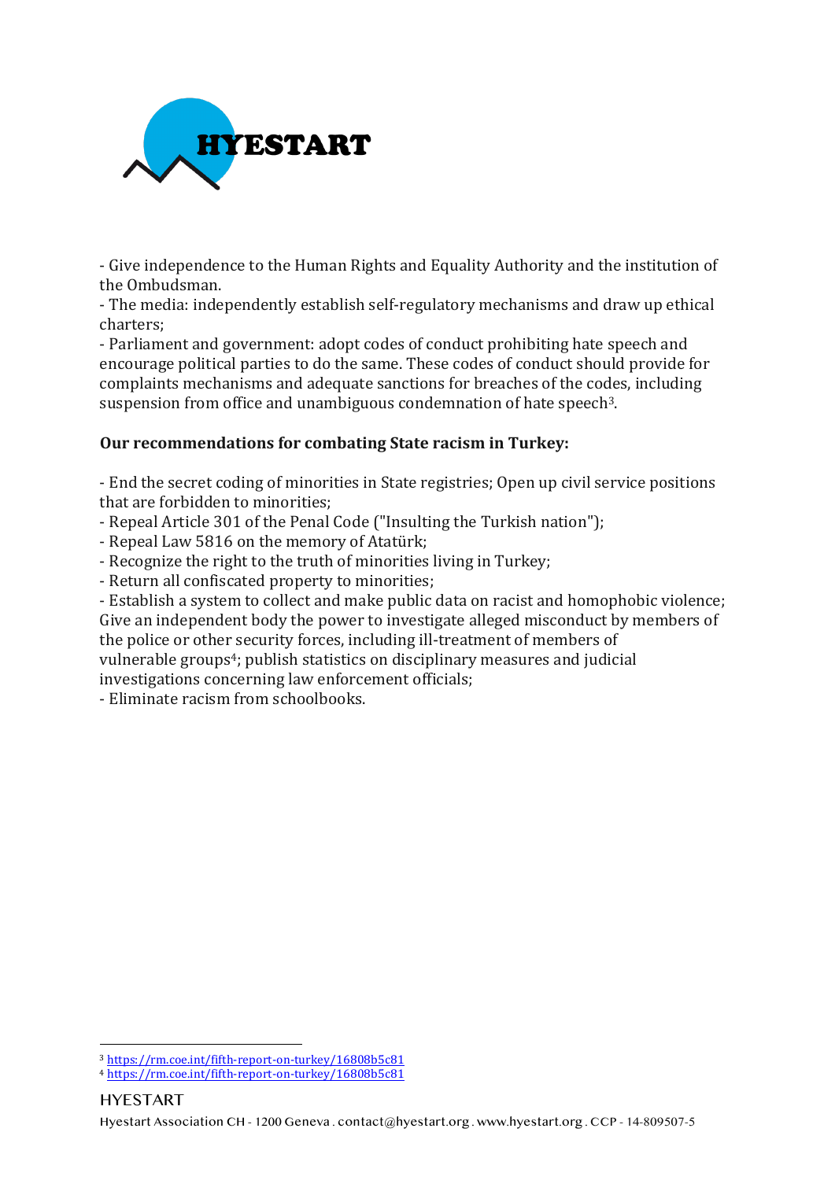- Give independence to the Human Rights and Equality Authority and the institution of the Ombudsman.
- The media: independently establish self-regulatory mechanisms and draw up ethical charters;
- Parliament and government: adopt codes of conduct prohibiting hate speech and encourage political parties to do the same. These codes of conduct should provide for complaints mechanisms and adequate sanctions for breaches of the codes, including suspension from office and unambiguous condemnation of hate speech[3].

**Our recommendations for combating State racism in Turkey:**

- End the secret coding of minorities in State registries; Open up civil service positions that are forbidden to minorities;
- Repeal Article 301 of the Penal Code ("Insulting the Turkish nation");
- Repeal Law 5816 on the memory of Atatürk;
- Recognize the right to the truth of minorities living in Turkey;
- Return all confiscated property to minorities;
- Establish a system to collect and make public data on racist and homophobic violence; Give an independent body the power to investigate alleged misconduct by members of the police or other security forces, including ill-treatment of members of vulnerable groups[4]; publish statistics on disciplinary measures and judicial investigations concerning law enforcement officials;
- Eliminate racism from schoolbooks.

[3] https://rm.coe.int/fifth-report-on-turkey/16808b5c81
[4] https://rm.coe.int/fifth-report-on-turkey/16808b5c81